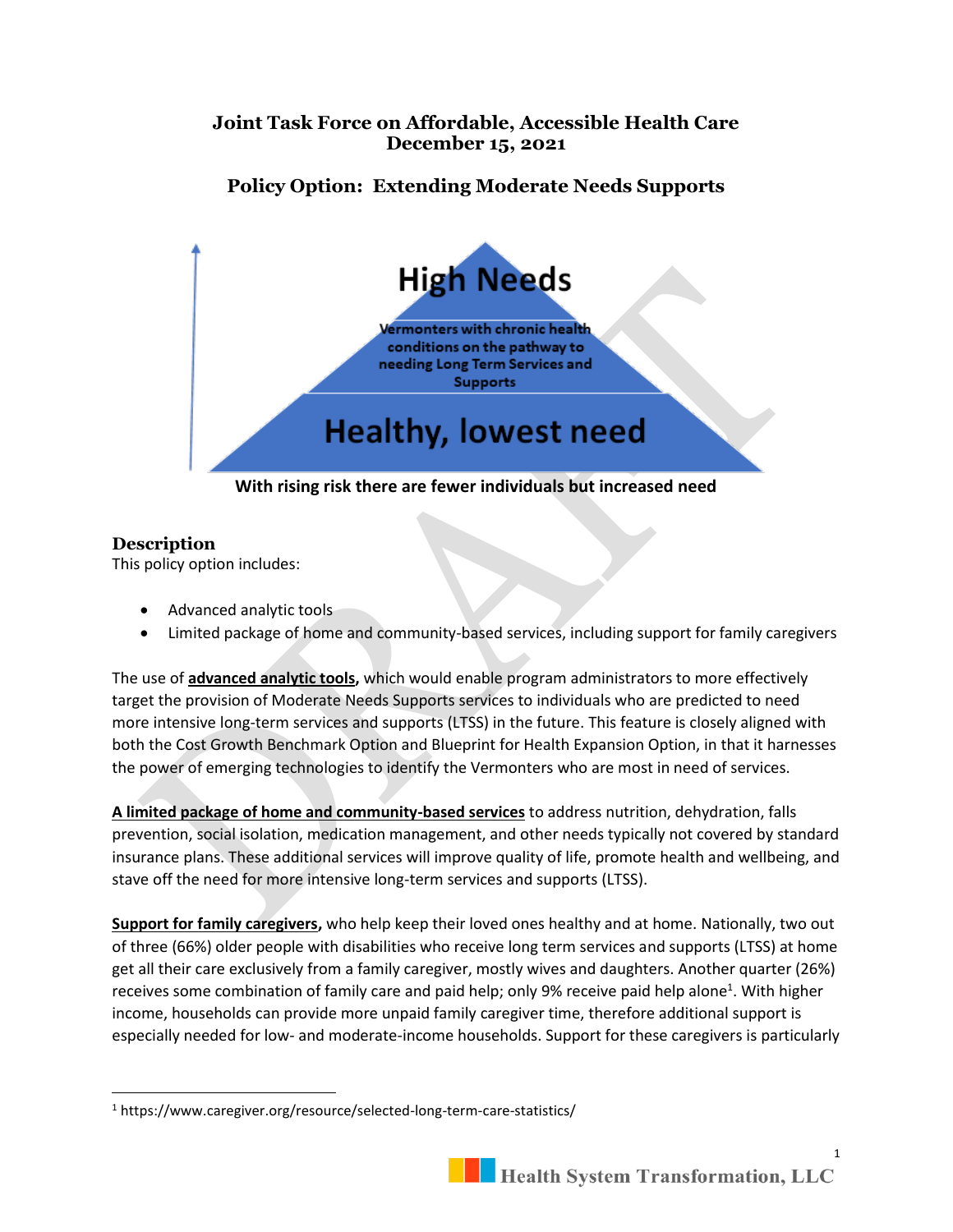**Joint Task Force on Affordable, Accessible Health Care**
**December 15, 2021**

**Policy Option: Extending Moderate Needs Supports**

High Needs

Vermonters with chronic health conditions on the pathway to needing Long Term Services and Supports

Healthy, lowest need

**With rising risk there are fewer individuals but increased need**

## Description

This policy option includes:

- Advanced analytic tools
- Limited package of home and community-based services, including support for family caregivers

The use of **advanced analytic tools,** which would enable program administrators to more effectively target the provision of Moderate Needs Supports services to individuals who are predicted to need more intensive long-term services and supports (LTSS) in the future. This feature is closely aligned with both the Cost Growth Benchmark Option and Blueprint for Health Expansion Option, in that it harnesses the power of emerging technologies to identify the Vermonters who are most in need of services.

**A limited package of home and community-based services** to address nutrition, dehydration, falls prevention, social isolation, medication management, and other needs typically not covered by standard insurance plans. These additional services will improve quality of life, promote health and wellbeing, and stave off the need for more intensive long-term services and supports (LTSS).

**Support for family caregivers,** who help keep their loved ones healthy and at home. Nationally, two out of three (66%) older people with disabilities who receive long term services and supports (LTSS) at home get all their care exclusively from a family caregiver, mostly wives and daughters. Another quarter (26%) receives some combination of family care and paid help; only 9% receive paid help alone[1]. With higher income, households can provide more unpaid family caregiver time, therefore additional support is especially needed for low- and moderate-income households. Support for these caregivers is particularly

[1] https://www.caregiver.org/resource/selected-long-term-care-statistics/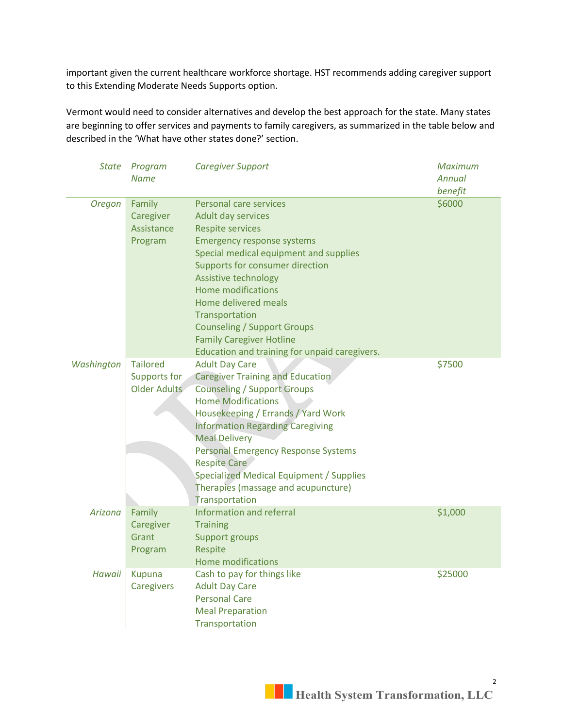important given the current healthcare workforce shortage. HST recommends adding caregiver support to this Extending Moderate Needs Supports option.

Vermont would need to consider alternatives and develop the best approach for the state. Many states are beginning to offer services and payments to family caregivers, as summarized in the table below and described in the 'What have other states done?' section.

| *State* | *Program Name* | *Caregiver Support* | *Maximum Annual benefit* |
|---|---|---|---|
| *Oregon* | Family Caregiver Assistance Program | Personal care services<br>Adult day services<br>Respite services<br>Emergency response systems<br>Special medical equipment and supplies<br>Supports for consumer direction<br>Assistive technology<br>Home modifications<br>Home delivered meals<br>Transportation<br>Counseling / Support Groups<br>Family Caregiver Hotline<br>Education and training for unpaid caregivers. | $6000 |
| *Washington* | Tailored Supports for Older Adults | Adult Day Care<br>Caregiver Training and Education<br>Counseling / Support Groups<br>Home Modifications<br>Housekeeping / Errands / Yard Work<br>Information Regarding Caregiving<br>Meal Delivery<br>Personal Emergency Response Systems<br>Respite Care<br>Specialized Medical Equipment / Supplies<br>Therapies (massage and acupuncture)<br>Transportation | $7500 |
| *Arizona* | Family Caregiver Grant Program | Information and referral<br>Training<br>Support groups<br>Respite<br>Home modifications | $1,000 |
| *Hawaii* | Kupuna Caregivers | Cash to pay for things like<br>Adult Day Care<br>Personal Care<br>Meal Preparation<br>Transportation | $25000 |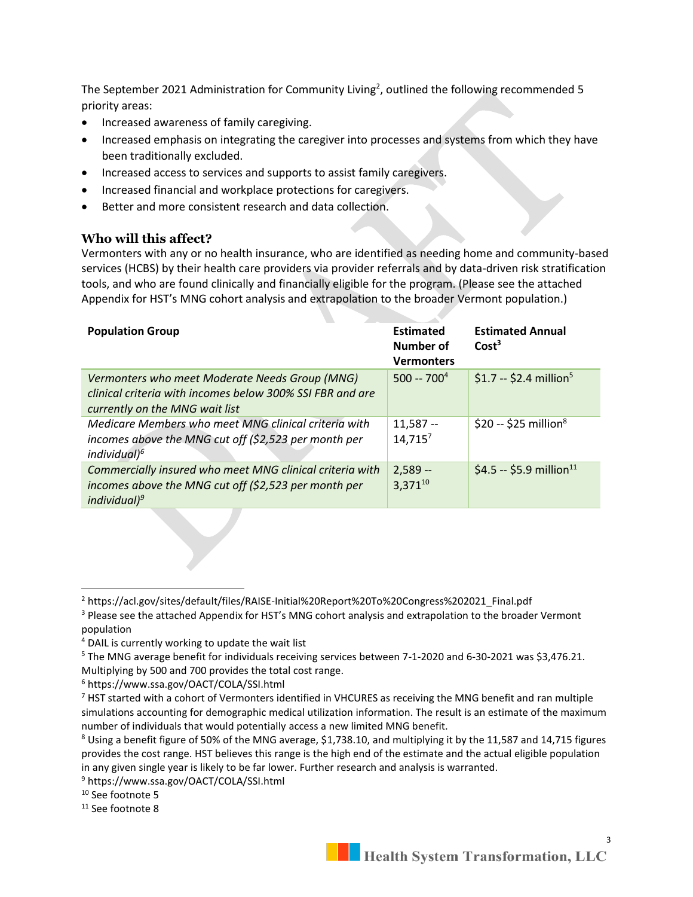The September 2021 Administration for Community Living[2], outlined the following recommended 5 priority areas:

- Increased awareness of family caregiving.
- Increased emphasis on integrating the caregiver into processes and systems from which they have been traditionally excluded.
- Increased access to services and supports to assist family caregivers.
- Increased financial and workplace protections for caregivers.
- Better and more consistent research and data collection.

### Who will this affect?

Vermonters with any or no health insurance, who are identified as needing home and community-based services (HCBS) by their health care providers via provider referrals and by data-driven risk stratification tools, and who are found clinically and financially eligible for the program. (Please see the attached Appendix for HST's MNG cohort analysis and extrapolation to the broader Vermont population.)

| Population Group | Estimated Number of Vermonters | Estimated Annual Cost[3] |
|---|---|---|
| *Vermonters who meet Moderate Needs Group (MNG) clinical criteria with incomes below 300% SSI FBR and are currently on the MNG wait list* | 500 -- 700[4] | $1.7 -- $2.4 million[5] |
| *Medicare Members who meet MNG clinical criteria with incomes above the MNG cut off ($2,523 per month per individual)[6]* | 11,587 -- 14,715[7] | $20 -- $25 million[8] |
| *Commercially insured who meet MNG clinical criteria with incomes above the MNG cut off ($2,523 per month per individual)[9]* | 2,589 -- 3,371[10] | $4.5 -- $5.9 million[11] |

---

[2] https://acl.gov/sites/default/files/RAISE-Initial%20Report%20To%20Congress%202021_Final.pdf

[3] Please see the attached Appendix for HST's MNG cohort analysis and extrapolation to the broader Vermont population

[4] DAIL is currently working to update the wait list

[5] The MNG average benefit for individuals receiving services between 7-1-2020 and 6-30-2021 was $3,476.21. Multiplying by 500 and 700 provides the total cost range.

[6] https://www.ssa.gov/OACT/COLA/SSI.html

[7] HST started with a cohort of Vermonters identified in VHCURES as receiving the MNG benefit and ran multiple simulations accounting for demographic medical utilization information. The result is an estimate of the maximum number of individuals that would potentially access a new limited MNG benefit.

[8] Using a benefit figure of 50% of the MNG average, $1,738.10, and multiplying it by the 11,587 and 14,715 figures provides the cost range. HST believes this range is the high end of the estimate and the actual eligible population in any given single year is likely to be far lower. Further research and analysis is warranted.

[9] https://www.ssa.gov/OACT/COLA/SSI.html

[10] See footnote 5

[11] See footnote 8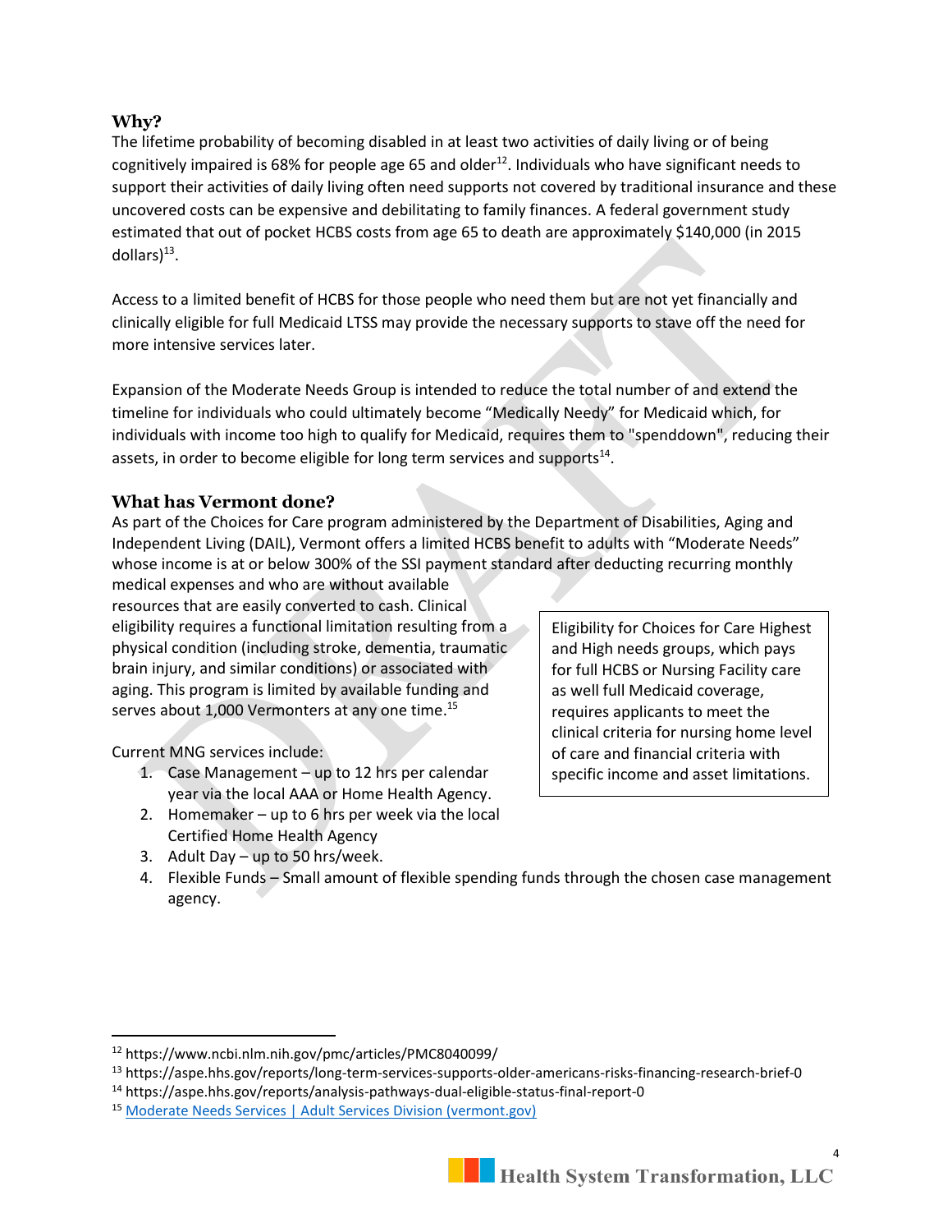## Why?

The lifetime probability of becoming disabled in at least two activities of daily living or of being cognitively impaired is 68% for people age 65 and older[12]. Individuals who have significant needs to support their activities of daily living often need supports not covered by traditional insurance and these uncovered costs can be expensive and debilitating to family finances. A federal government study estimated that out of pocket HCBS costs from age 65 to death are approximately $140,000 (in 2015 dollars)[13].

Access to a limited benefit of HCBS for those people who need them but are not yet financially and clinically eligible for full Medicaid LTSS may provide the necessary supports to stave off the need for more intensive services later.

Expansion of the Moderate Needs Group is intended to reduce the total number of and extend the timeline for individuals who could ultimately become "Medically Needy" for Medicaid which, for individuals with income too high to qualify for Medicaid, requires them to "spenddown", reducing their assets, in order to become eligible for long term services and supports[14].

## What has Vermont done?

As part of the Choices for Care program administered by the Department of Disabilities, Aging and Independent Living (DAIL), Vermont offers a limited HCBS benefit to adults with "Moderate Needs" whose income is at or below 300% of the SSI payment standard after deducting recurring monthly medical expenses and who are without available resources that are easily converted to cash. Clinical eligibility requires a functional limitation resulting from a physical condition (including stroke, dementia, traumatic brain injury, and similar conditions) or associated with aging. This program is limited by available funding and serves about 1,000 Vermonters at any one time.[15]

> Eligibility for Choices for Care Highest and High needs groups, which pays for full HCBS or Nursing Facility care as well full Medicaid coverage, requires applicants to meet the clinical criteria for nursing home level of care and financial criteria with specific income and asset limitations.

Current MNG services include:

1. Case Management – up to 12 hrs per calendar year via the local AAA or Home Health Agency.
2. Homemaker – up to 6 hrs per week via the local Certified Home Health Agency
3. Adult Day – up to 50 hrs/week.
4. Flexible Funds – Small amount of flexible spending funds through the chosen case management agency.

---

[12] https://www.ncbi.nlm.nih.gov/pmc/articles/PMC8040099/

[13] https://aspe.hhs.gov/reports/long-term-services-supports-older-americans-risks-financing-research-brief-0

[14] https://aspe.hhs.gov/reports/analysis-pathways-dual-eligible-status-final-report-0

[15] Moderate Needs Services | Adult Services Division (vermont.gov)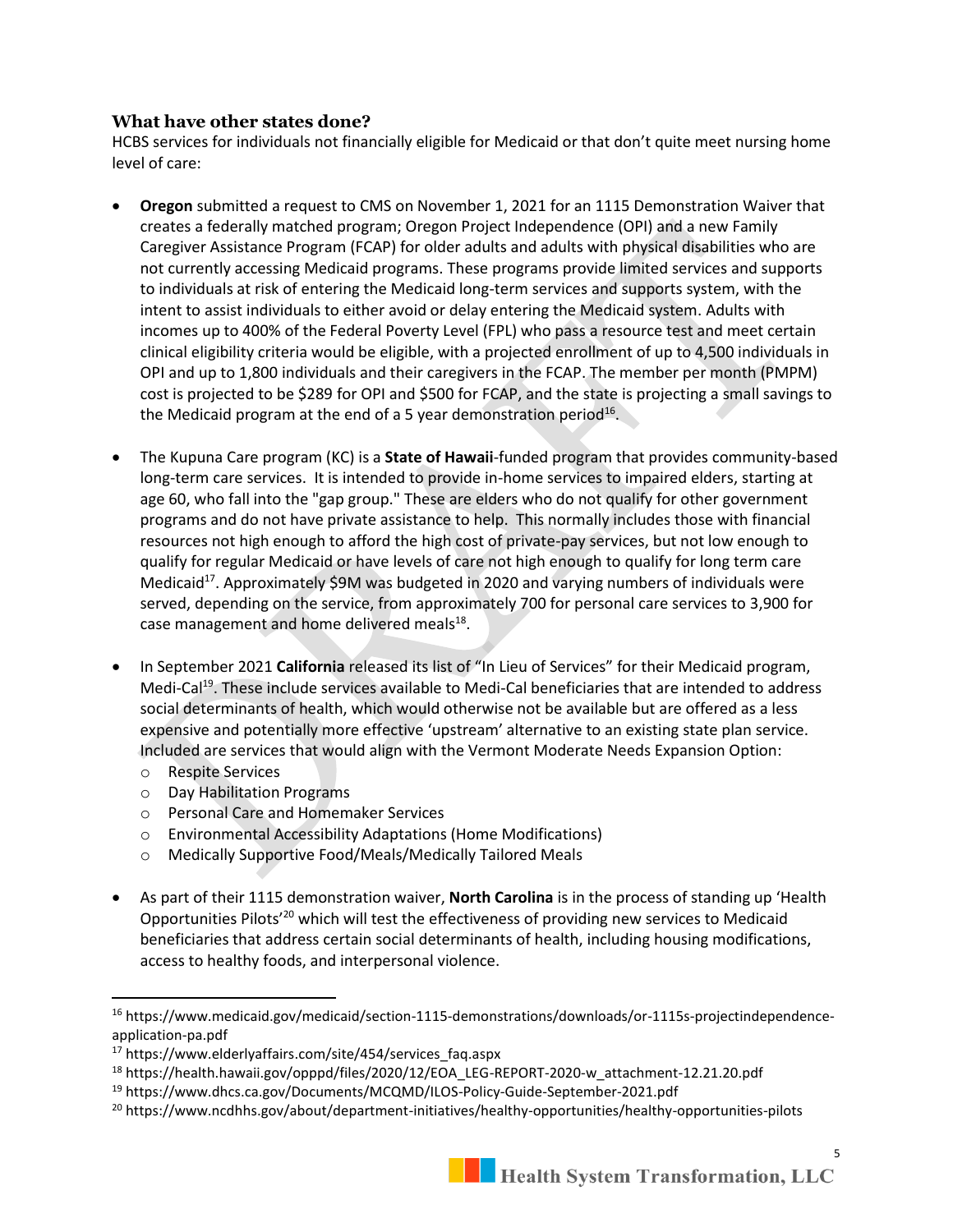### What have other states done?

HCBS services for individuals not financially eligible for Medicaid or that don't quite meet nursing home level of care:

- **Oregon** submitted a request to CMS on November 1, 2021 for an 1115 Demonstration Waiver that creates a federally matched program; Oregon Project Independence (OPI) and a new Family Caregiver Assistance Program (FCAP) for older adults and adults with physical disabilities who are not currently accessing Medicaid programs. These programs provide limited services and supports to individuals at risk of entering the Medicaid long-term services and supports system, with the intent to assist individuals to either avoid or delay entering the Medicaid system. Adults with incomes up to 400% of the Federal Poverty Level (FPL) who pass a resource test and meet certain clinical eligibility criteria would be eligible, with a projected enrollment of up to 4,500 individuals in OPI and up to 1,800 individuals and their caregivers in the FCAP. The member per month (PMPM) cost is projected to be $289 for OPI and $500 for FCAP, and the state is projecting a small savings to the Medicaid program at the end of a 5 year demonstration period[16].

- The Kupuna Care program (KC) is a **State of Hawaii**-funded program that provides community-based long-term care services. It is intended to provide in-home services to impaired elders, starting at age 60, who fall into the "gap group." These are elders who do not qualify for other government programs and do not have private assistance to help. This normally includes those with financial resources not high enough to afford the high cost of private-pay services, but not low enough to qualify for regular Medicaid or have levels of care not high enough to qualify for long term care Medicaid[17]. Approximately $9M was budgeted in 2020 and varying numbers of individuals were served, depending on the service, from approximately 700 for personal care services to 3,900 for case management and home delivered meals[18].

- In September 2021 **California** released its list of "In Lieu of Services" for their Medicaid program, Medi-Cal[19]. These include services available to Medi-Cal beneficiaries that are intended to address social determinants of health, which would otherwise not be available but are offered as a less expensive and potentially more effective 'upstream' alternative to an existing state plan service. Included are services that would align with the Vermont Moderate Needs Expansion Option:
  - Respite Services
  - Day Habilitation Programs
  - Personal Care and Homemaker Services
  - Environmental Accessibility Adaptations (Home Modifications)
  - Medically Supportive Food/Meals/Medically Tailored Meals

- As part of their 1115 demonstration waiver, **North Carolina** is in the process of standing up 'Health Opportunities Pilots'[20] which will test the effectiveness of providing new services to Medicaid beneficiaries that address certain social determinants of health, including housing modifications, access to healthy foods, and interpersonal violence.

---

[16] https://www.medicaid.gov/medicaid/section-1115-demonstrations/downloads/or-1115s-projectindependence-application-pa.pdf

[17] https://www.elderlyaffairs.com/site/454/services_faq.aspx

[18] https://health.hawaii.gov/opppd/files/2020/12/EOA_LEG-REPORT-2020-w_attachment-12.21.20.pdf

[19] https://www.dhcs.ca.gov/Documents/MCQMD/ILOS-Policy-Guide-September-2021.pdf

[20] https://www.ncdhhs.gov/about/department-initiatives/healthy-opportunities/healthy-opportunities-pilots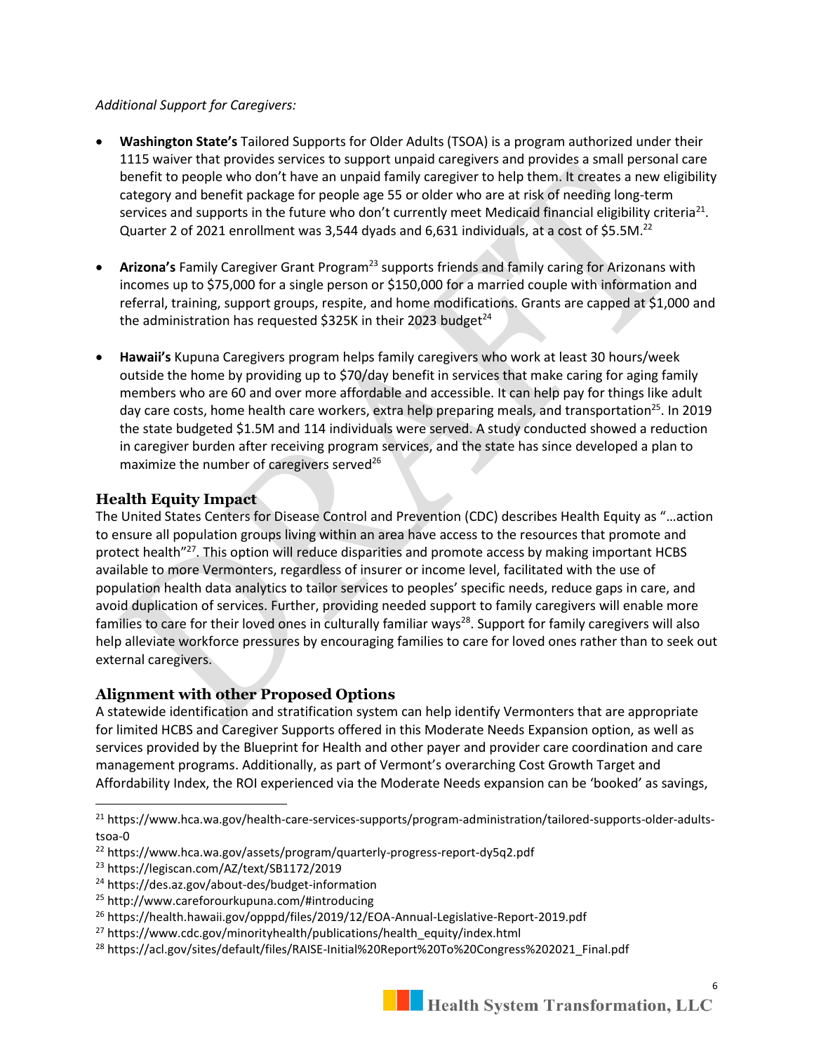*Additional Support for Caregivers:*

- **Washington State's** Tailored Supports for Older Adults (TSOA) is a program authorized under their 1115 waiver that provides services to support unpaid caregivers and provides a small personal care benefit to people who don't have an unpaid family caregiver to help them. It creates a new eligibility category and benefit package for people age 55 or older who are at risk of needing long-term services and supports in the future who don't currently meet Medicaid financial eligibility criteria[21]. Quarter 2 of 2021 enrollment was 3,544 dyads and 6,631 individuals, at a cost of $5.5M.[22]

- **Arizona's** Family Caregiver Grant Program[23] supports friends and family caring for Arizonans with incomes up to $75,000 for a single person or $150,000 for a married couple with information and referral, training, support groups, respite, and home modifications. Grants are capped at $1,000 and the administration has requested $325K in their 2023 budget[24]

- **Hawaii's** Kupuna Caregivers program helps family caregivers who work at least 30 hours/week outside the home by providing up to $70/day benefit in services that make caring for aging family members who are 60 and over more affordable and accessible. It can help pay for things like adult day care costs, home health care workers, extra help preparing meals, and transportation[25]. In 2019 the state budgeted $1.5M and 114 individuals were served. A study conducted showed a reduction in caregiver burden after receiving program services, and the state has since developed a plan to maximize the number of caregivers served[26]

## Health Equity Impact

The United States Centers for Disease Control and Prevention (CDC) describes Health Equity as "…action to ensure all population groups living within an area have access to the resources that promote and protect health"[27]. This option will reduce disparities and promote access by making important HCBS available to more Vermonters, regardless of insurer or income level, facilitated with the use of population health data analytics to tailor services to peoples' specific needs, reduce gaps in care, and avoid duplication of services. Further, providing needed support to family caregivers will enable more families to care for their loved ones in culturally familiar ways[28]. Support for family caregivers will also help alleviate workforce pressures by encouraging families to care for loved ones rather than to seek out external caregivers.

## Alignment with other Proposed Options

A statewide identification and stratification system can help identify Vermonters that are appropriate for limited HCBS and Caregiver Supports offered in this Moderate Needs Expansion option, as well as services provided by the Blueprint for Health and other payer and provider care coordination and care management programs. Additionally, as part of Vermont's overarching Cost Growth Target and Affordability Index, the ROI experienced via the Moderate Needs expansion can be 'booked' as savings,

---

[21] https://www.hca.wa.gov/health-care-services-supports/program-administration/tailored-supports-older-adults-tsoa-0

[22] https://www.hca.wa.gov/assets/program/quarterly-progress-report-dy5q2.pdf

[23] https://legiscan.com/AZ/text/SB1172/2019

[24] https://des.az.gov/about-des/budget-information

[25] http://www.careforourkupuna.com/#introducing

[26] https://health.hawaii.gov/opppd/files/2019/12/EOA-Annual-Legislative-Report-2019.pdf

[27] https://www.cdc.gov/minorityhealth/publications/health_equity/index.html

[28] https://acl.gov/sites/default/files/RAISE-Initial%20Report%20To%20Congress%202021_Final.pdf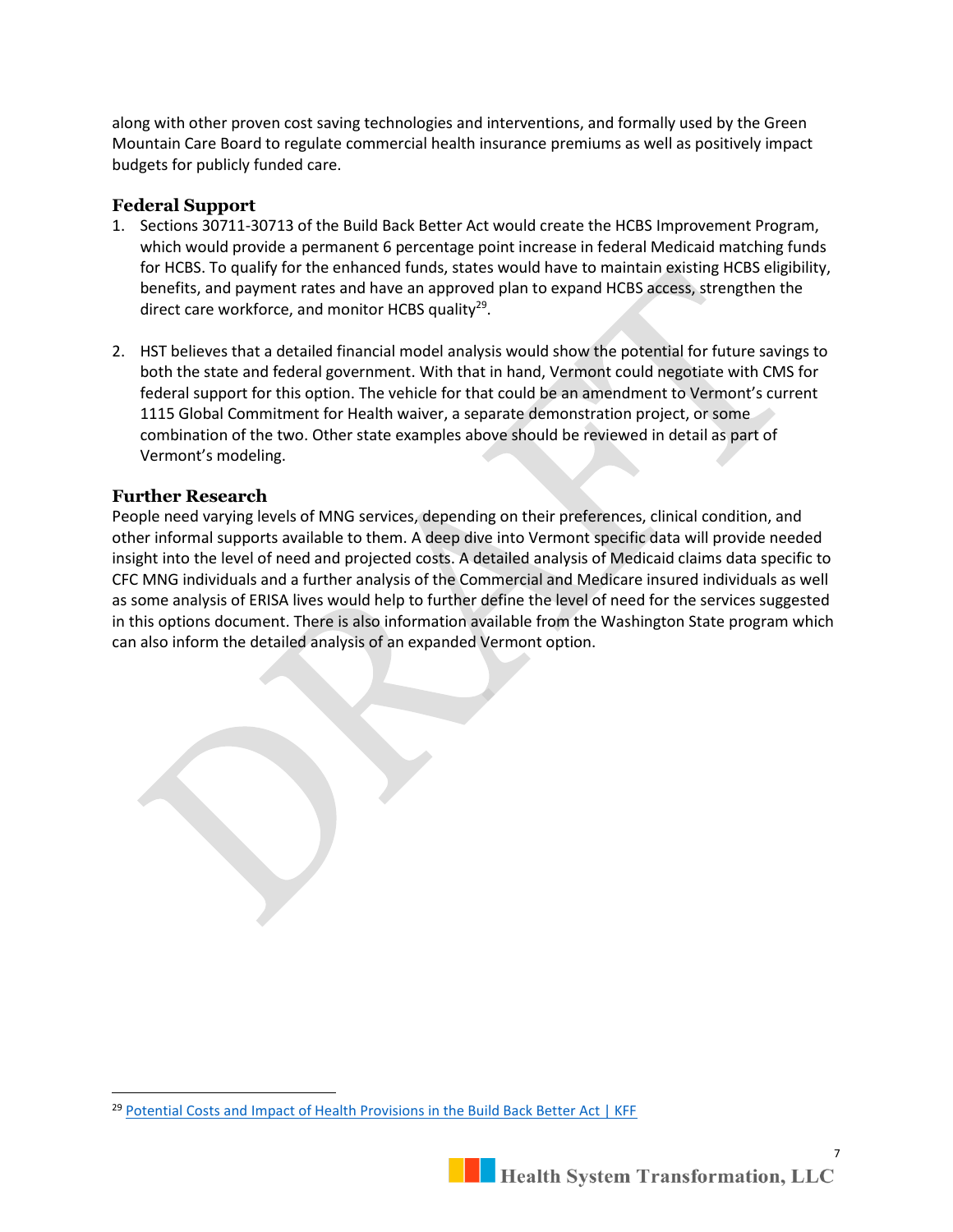along with other proven cost saving technologies and interventions, and formally used by the Green Mountain Care Board to regulate commercial health insurance premiums as well as positively impact budgets for publicly funded care.

### Federal Support

1. Sections 30711-30713 of the Build Back Better Act would create the HCBS Improvement Program, which would provide a permanent 6 percentage point increase in federal Medicaid matching funds for HCBS. To qualify for the enhanced funds, states would have to maintain existing HCBS eligibility, benefits, and payment rates and have an approved plan to expand HCBS access, strengthen the direct care workforce, and monitor HCBS quality[29].

2. HST believes that a detailed financial model analysis would show the potential for future savings to both the state and federal government. With that in hand, Vermont could negotiate with CMS for federal support for this option. The vehicle for that could be an amendment to Vermont's current 1115 Global Commitment for Health waiver, a separate demonstration project, or some combination of the two. Other state examples above should be reviewed in detail as part of Vermont's modeling.

### Further Research

People need varying levels of MNG services, depending on their preferences, clinical condition, and other informal supports available to them. A deep dive into Vermont specific data will provide needed insight into the level of need and projected costs. A detailed analysis of Medicaid claims data specific to CFC MNG individuals and a further analysis of the Commercial and Medicare insured individuals as well as some analysis of ERISA lives would help to further define the level of need for the services suggested in this options document. There is also information available from the Washington State program which can also inform the detailed analysis of an expanded Vermont option.

---

[29] Potential Costs and Impact of Health Provisions in the Build Back Better Act | KFF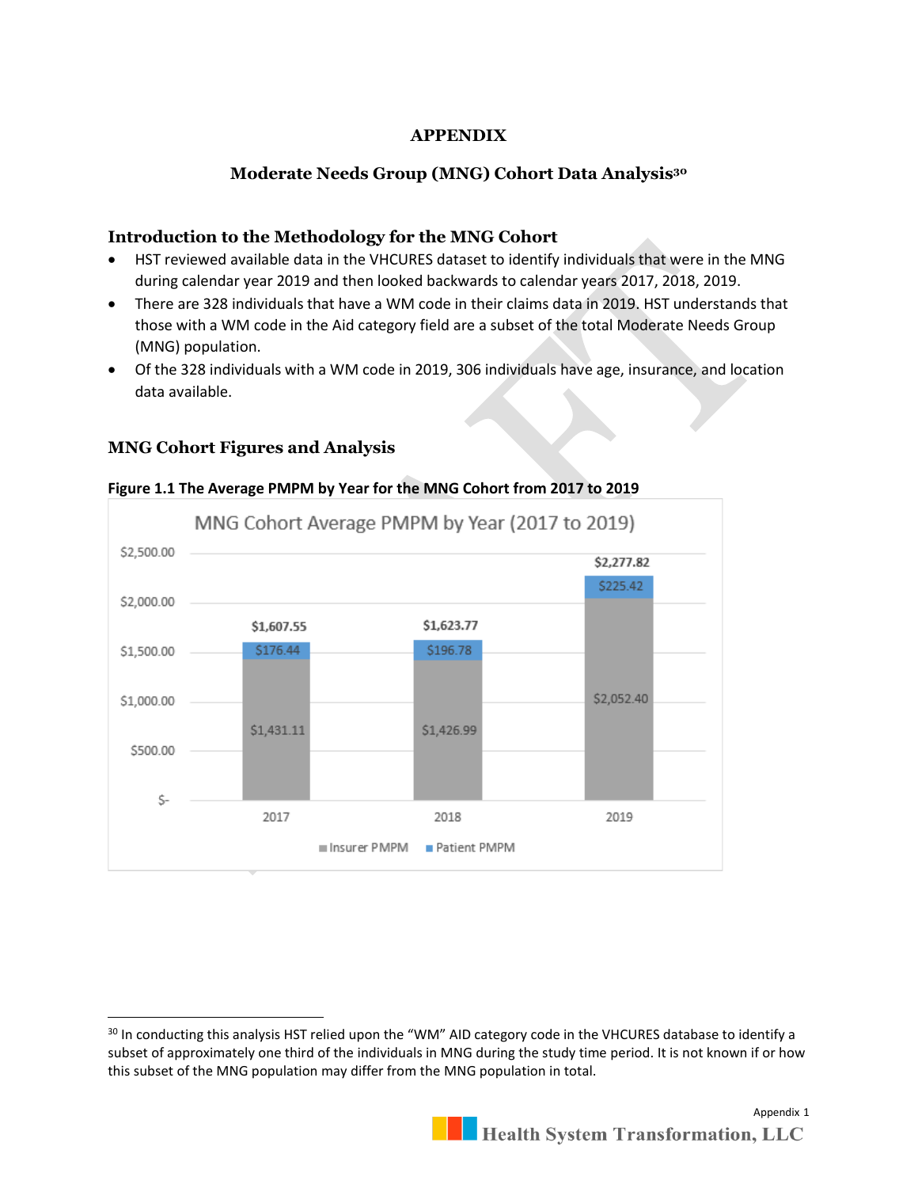# APPENDIX

## Moderate Needs Group (MNG) Cohort Data Analysis[30]

### Introduction to the Methodology for the MNG Cohort

- HST reviewed available data in the VHCURES dataset to identify individuals that were in the MNG during calendar year 2019 and then looked backwards to calendar years 2017, 2018, 2019.
- There are 328 individuals that have a WM code in their claims data in 2019. HST understands that those with a WM code in the Aid category field are a subset of the total Moderate Needs Group (MNG) population.
- Of the 328 individuals with a WM code in 2019, 306 individuals have age, insurance, and location data available.

### MNG Cohort Figures and Analysis

**Figure 1.1 The Average PMPM by Year for the MNG Cohort from 2017 to 2019**

MNG Cohort Average PMPM by Year (2017 to 2019)

| Year | Insurer PMPM | Patient PMPM | Total |
|---|---|---|---|
| 2017 | $1,431.11 | $176.44 | $1,607.55 |
| 2018 | $1,426.99 | $196.78 | $1,623.77 |
| 2019 | $2,052.40 | $225.42 | $2,277.82 |

---

[30] In conducting this analysis HST relied upon the "WM" AID category code in the VHCURES database to identify a subset of approximately one third of the individuals in MNG during the study time period. It is not known if or how this subset of the MNG population may differ from the MNG population in total.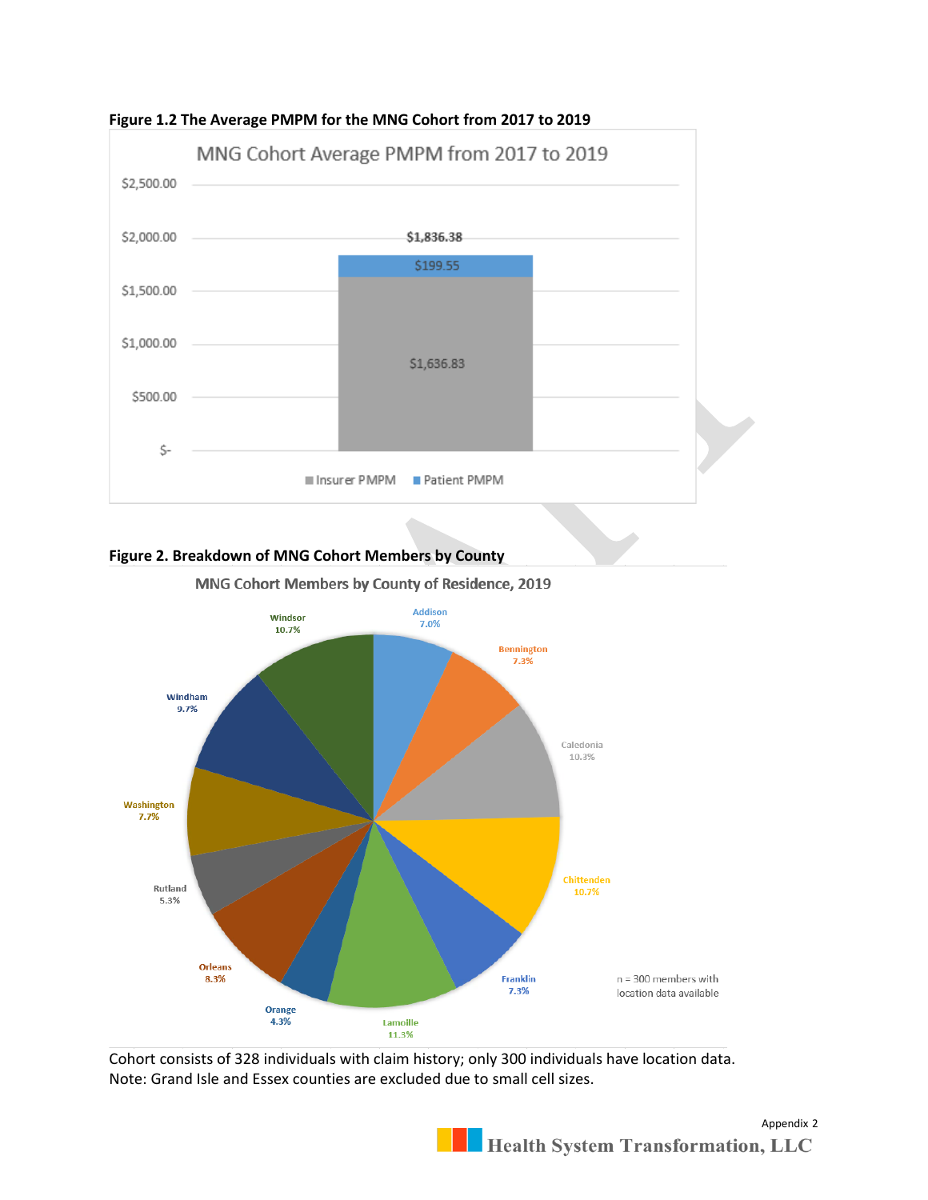**Figure 1.2 The Average PMPM for the MNG Cohort from 2017 to 2019**

MNG Cohort Average PMPM from 2017 to 2019

| | Insurer PMPM | Patient PMPM | Total |
|---|---|---|---|
| 2017 to 2019 | $1,636.83 | $199.55 | $1,836.38 |

**Figure 2. Breakdown of MNG Cohort Members by County**

MNG Cohort Members by County of Residence, 2019

| County | Percent |
|---|---|
| Addison | 7.0% |
| Bennington | 7.3% |
| Caledonia | 10.3% |
| Chittenden | 10.7% |
| Franklin | 7.3% |
| Lamoille | 11.3% |
| Orange | 4.3% |
| Orleans | 8.3% |
| Rutland | 5.3% |
| Washington | 7.7% |
| Windham | 9.7% |
| Windsor | 10.7% |

n = 300 members with location data available

Cohort consists of 328 individuals with claim history; only 300 individuals have location data.
Note: Grand Isle and Essex counties are excluded due to small cell sizes.

Appendix 2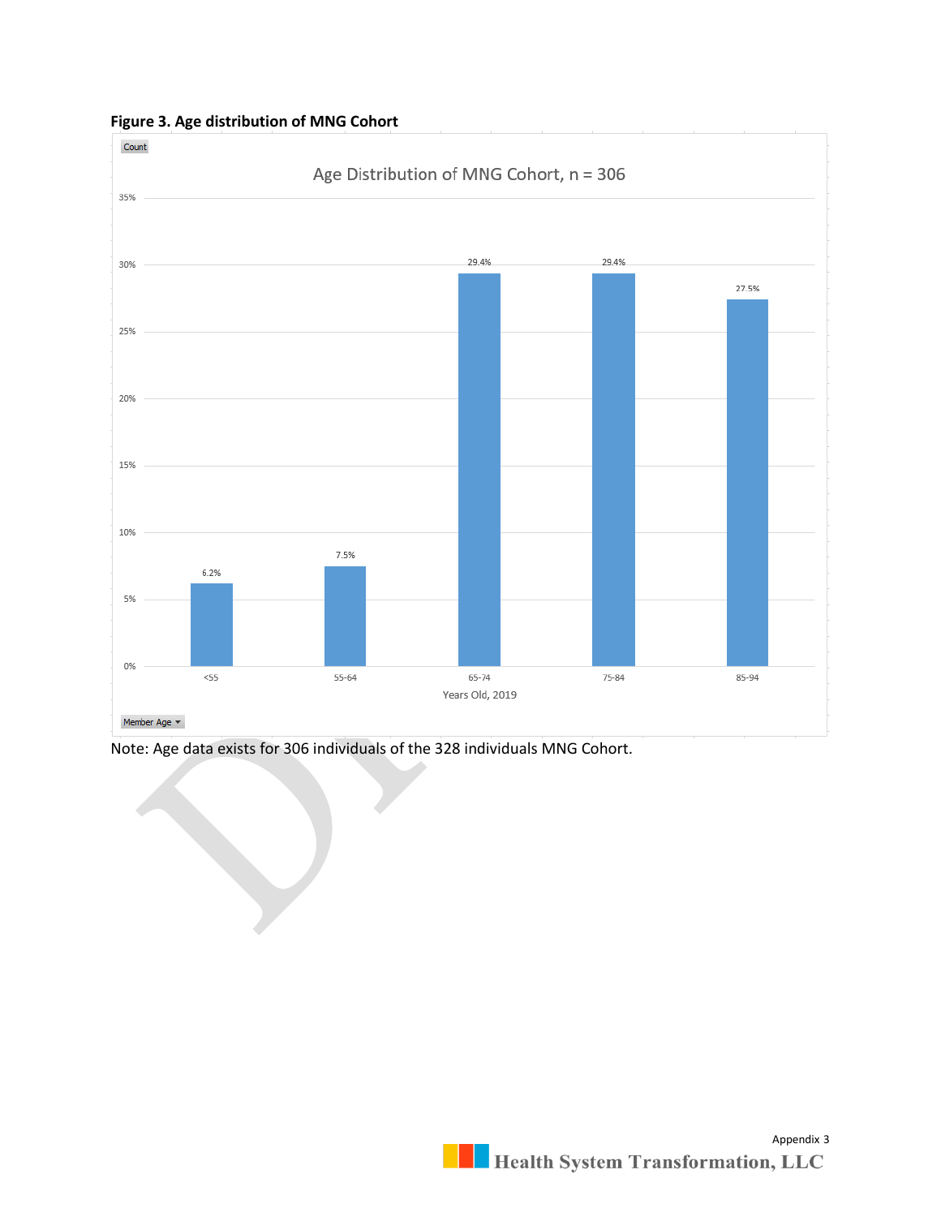**Figure 3. Age distribution of MNG Cohort**

Age Distribution of MNG Cohort, n = 306

| Years Old, 2019 | Count (%) |
| --- | --- |
| <55 | 6.2% |
| 55-64 | 7.5% |
| 65-74 | 29.4% |
| 75-84 | 29.4% |
| 85-94 | 27.5% |

Note: Age data exists for 306 individuals of the 328 individuals MNG Cohort.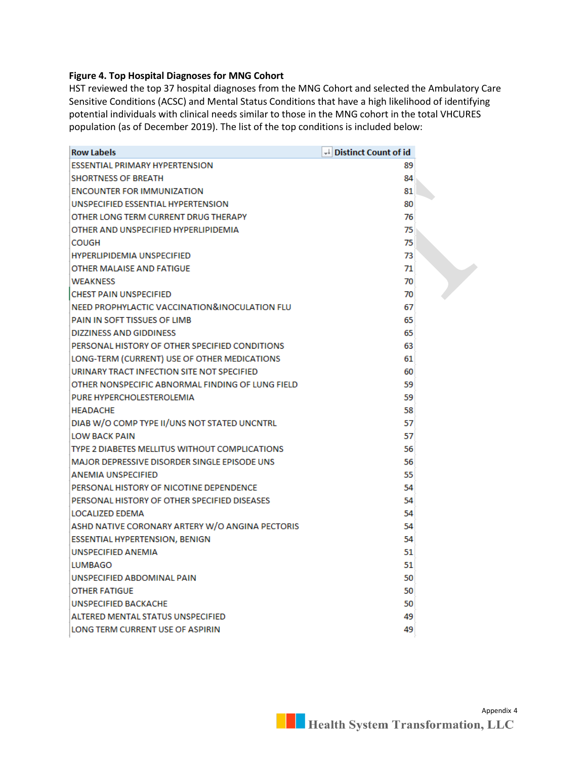**Figure 4. Top Hospital Diagnoses for MNG Cohort**

HST reviewed the top 37 hospital diagnoses from the MNG Cohort and selected the Ambulatory Care Sensitive Conditions (ACSC) and Mental Status Conditions that have a high likelihood of identifying potential individuals with clinical needs similar to those in the MNG cohort in the total VHCURES population (as of December 2019). The list of the top conditions is included below:

| Row Labels | Distinct Count of id |
|---|---|
| ESSENTIAL PRIMARY HYPERTENSION | 89 |
| SHORTNESS OF BREATH | 84 |
| ENCOUNTER FOR IMMUNIZATION | 81 |
| UNSPECIFIED ESSENTIAL HYPERTENSION | 80 |
| OTHER LONG TERM CURRENT DRUG THERAPY | 76 |
| OTHER AND UNSPECIFIED HYPERLIPIDEMIA | 75 |
| COUGH | 75 |
| HYPERLIPIDEMIA UNSPECIFIED | 73 |
| OTHER MALAISE AND FATIGUE | 71 |
| WEAKNESS | 70 |
| CHEST PAIN UNSPECIFIED | 70 |
| NEED PROPHYLACTIC VACCINATION&INOCULATION FLU | 67 |
| PAIN IN SOFT TISSUES OF LIMB | 65 |
| DIZZINESS AND GIDDINESS | 65 |
| PERSONAL HISTORY OF OTHER SPECIFIED CONDITIONS | 63 |
| LONG-TERM (CURRENT) USE OF OTHER MEDICATIONS | 61 |
| URINARY TRACT INFECTION SITE NOT SPECIFIED | 60 |
| OTHER NONSPECIFIC ABNORMAL FINDING OF LUNG FIELD | 59 |
| PURE HYPERCHOLESTEROLEMIA | 59 |
| HEADACHE | 58 |
| DIAB W/O COMP TYPE II/UNS NOT STATED UNCNTRL | 57 |
| LOW BACK PAIN | 57 |
| TYPE 2 DIABETES MELLITUS WITHOUT COMPLICATIONS | 56 |
| MAJOR DEPRESSIVE DISORDER SINGLE EPISODE UNS | 56 |
| ANEMIA UNSPECIFIED | 55 |
| PERSONAL HISTORY OF NICOTINE DEPENDENCE | 54 |
| PERSONAL HISTORY OF OTHER SPECIFIED DISEASES | 54 |
| LOCALIZED EDEMA | 54 |
| ASHD NATIVE CORONARY ARTERY W/O ANGINA PECTORIS | 54 |
| ESSENTIAL HYPERTENSION, BENIGN | 54 |
| UNSPECIFIED ANEMIA | 51 |
| LUMBAGO | 51 |
| UNSPECIFIED ABDOMINAL PAIN | 50 |
| OTHER FATIGUE | 50 |
| UNSPECIFIED BACKACHE | 50 |
| ALTERED MENTAL STATUS UNSPECIFIED | 49 |
| LONG TERM CURRENT USE OF ASPIRIN | 49 |

Appendix 4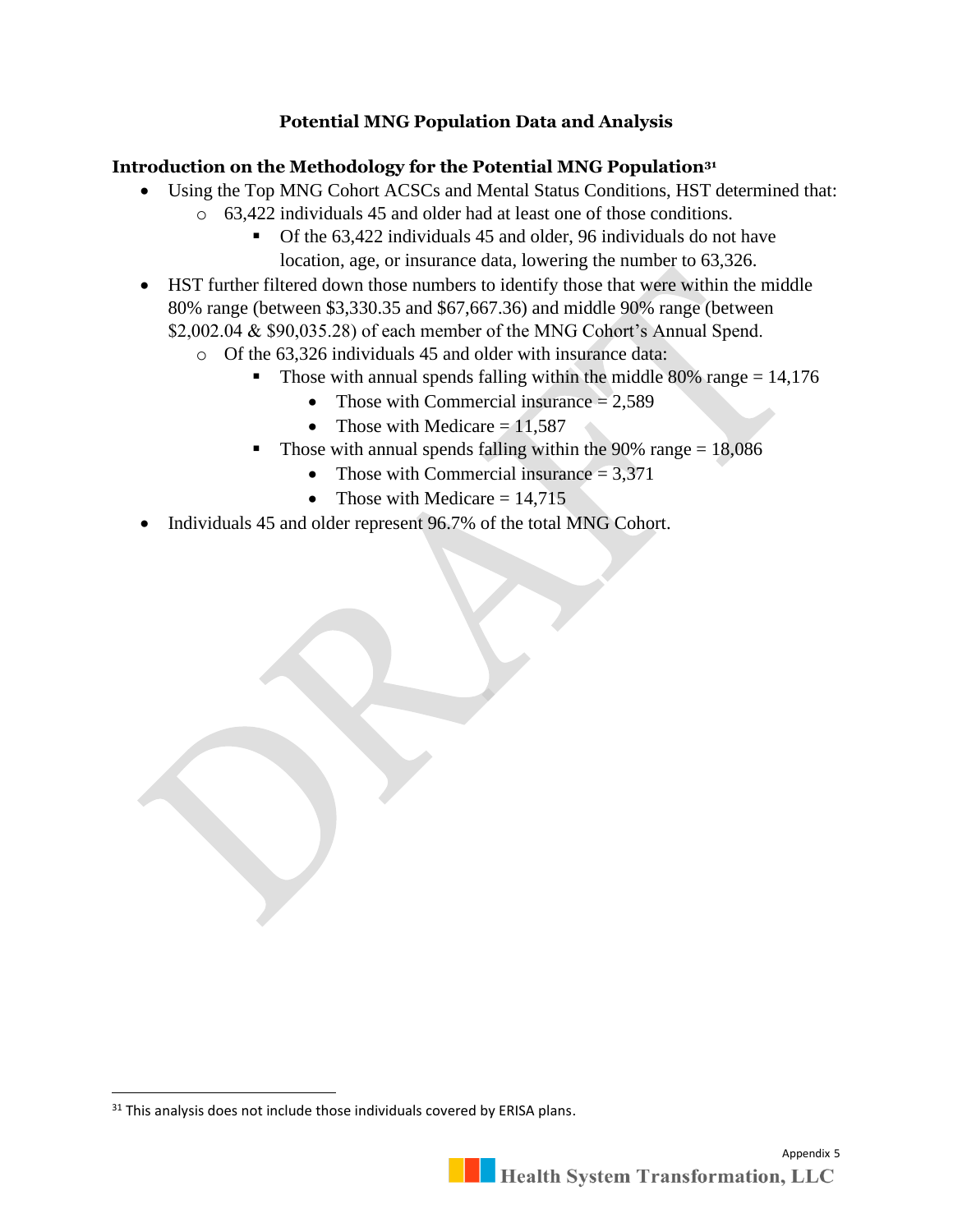## Potential MNG Population Data and Analysis

### Introduction on the Methodology for the Potential MNG Population[31]

- Using the Top MNG Cohort ACSCs and Mental Status Conditions, HST determined that:
  - 63,422 individuals 45 and older had at least one of those conditions.
    - Of the 63,422 individuals 45 and older, 96 individuals do not have location, age, or insurance data, lowering the number to 63,326.
- HST further filtered down those numbers to identify those that were within the middle 80% range (between $3,330.35 and $67,667.36) and middle 90% range (between $2,002.04 & $90,035.28) of each member of the MNG Cohort's Annual Spend.
  - Of the 63,326 individuals 45 and older with insurance data:
    - Those with annual spends falling within the middle 80% range = 14,176
      - Those with Commercial insurance = 2,589
      - Those with Medicare = 11,587
    - Those with annual spends falling within the 90% range = 18,086
      - Those with Commercial insurance = 3,371
      - Those with Medicare = 14,715
- Individuals 45 and older represent 96.7% of the total MNG Cohort.

[31] This analysis does not include those individuals covered by ERISA plans.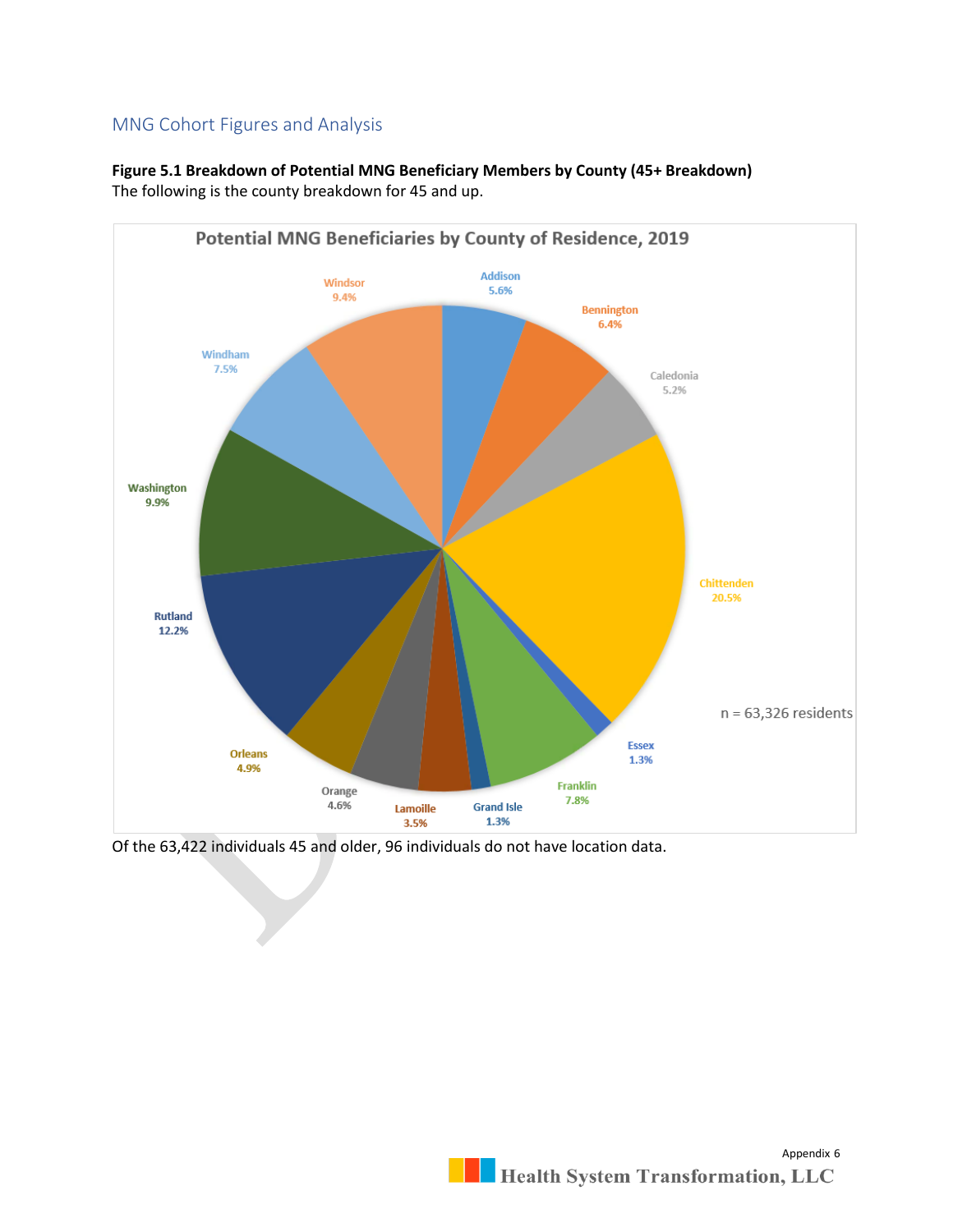## MNG Cohort Figures and Analysis

**Figure 5.1 Breakdown of Potential MNG Beneficiary Members by County (45+ Breakdown)**
The following is the county breakdown for 45 and up.

**Potential MNG Beneficiaries by County of Residence, 2019**

| County | Percent |
|---|---|
| Addison | 5.6% |
| Bennington | 6.4% |
| Caledonia | 5.2% |
| Chittenden | 20.5% |
| Essex | 1.3% |
| Franklin | 7.8% |
| Grand Isle | 1.3% |
| Lamoille | 3.5% |
| Orange | 4.6% |
| Orleans | 4.9% |
| Rutland | 12.2% |
| Washington | 9.9% |
| Windham | 7.5% |
| Windsor | 9.4% |

n = 63,326 residents

Of the 63,422 individuals 45 and older, 96 individuals do not have location data.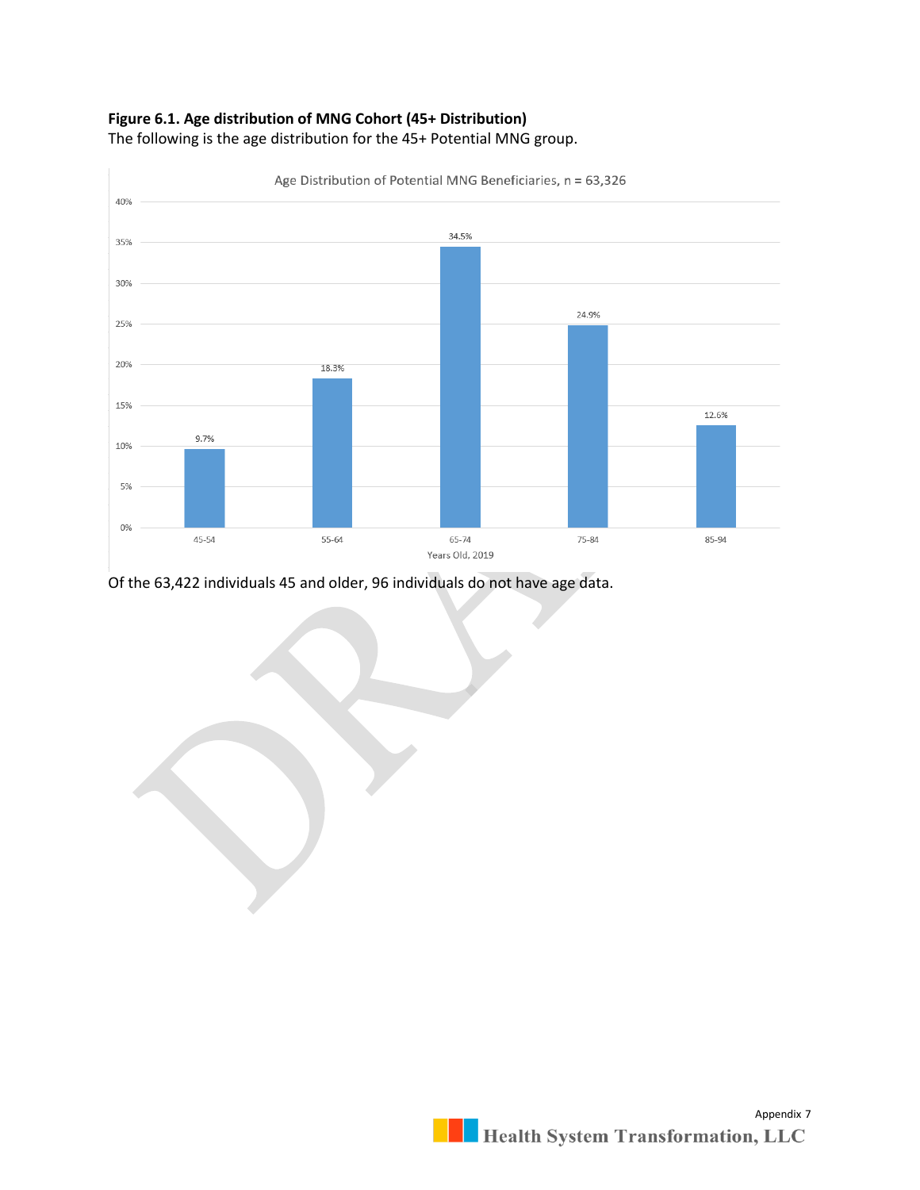**Figure 6.1. Age distribution of MNG Cohort (45+ Distribution)**

The following is the age distribution for the 45+ Potential MNG group.

Age Distribution of Potential MNG Beneficiaries, n = 63,326

40%
35%
30%
25%
20%
15%
10%
5%
0%

9.7%
18.3%
34.5%
24.9%
12.6%

45-54
55-64
65-74
75-84
85-94

Years Old, 2019

Of the 63,422 individuals 45 and older, 96 individuals do not have age data.